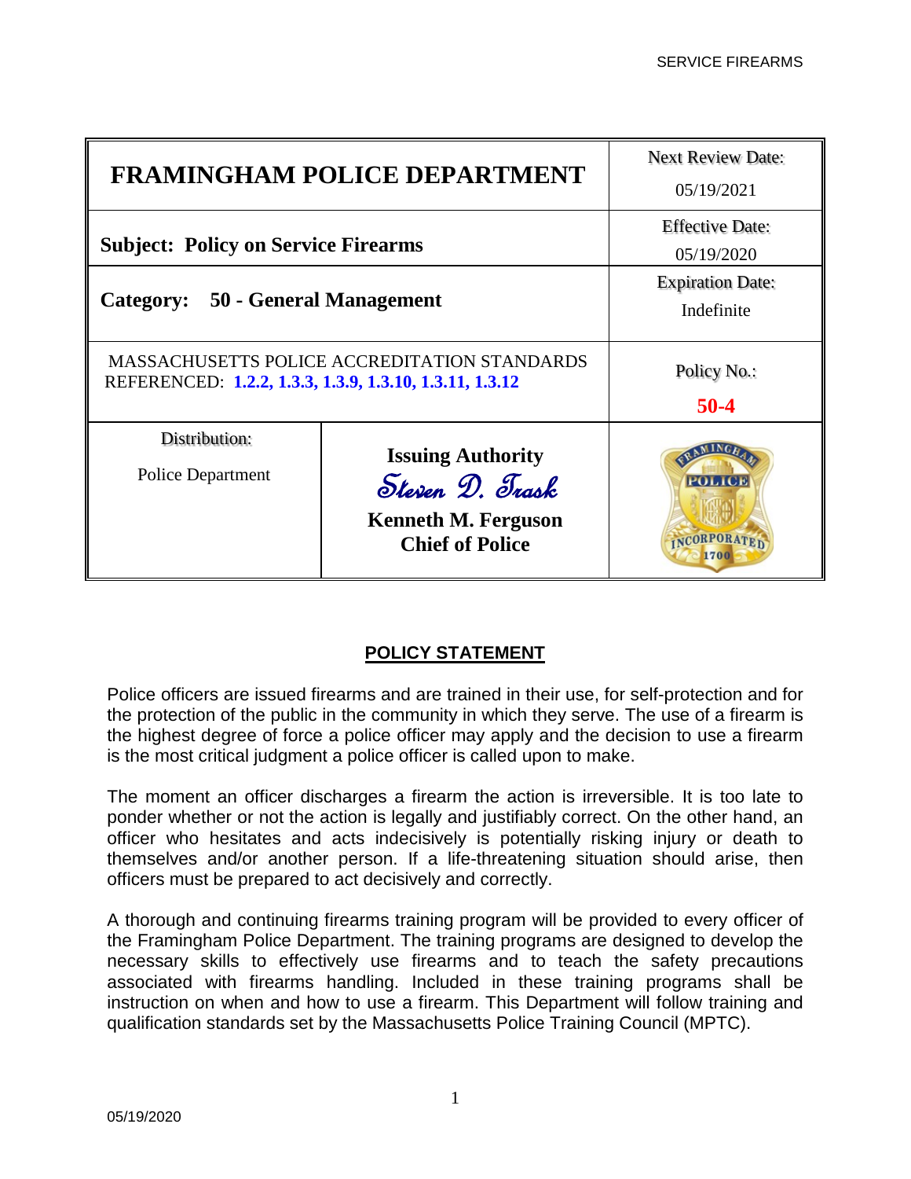| FRAMINGHAM POLICE DEPARTMENT | | Next Review Date: 05/19/2021 |
|---|---|---|
| **Subject: Policy on Service Firearms** | | Effective Date: 05/19/2020 |
| **Category: 50 - General Management** | | Expiration Date: Indefinite |
| MASSACHUSETTS POLICE ACCREDITATION STANDARDS REFERENCED: **1.2.2, 1.3.3, 1.3.9, 1.3.10, 1.3.11, 1.3.12** | | Policy No.: **50-4** |
| Distribution: Police Department | **Issuing Authority** *Steven D. Trask* **Kenneth M. Ferguson Chief of Police** | |

## POLICY STATEMENT

Police officers are issued firearms and are trained in their use, for self-protection and for the protection of the public in the community in which they serve. The use of a firearm is the highest degree of force a police officer may apply and the decision to use a firearm is the most critical judgment a police officer is called upon to make.

The moment an officer discharges a firearm the action is irreversible. It is too late to ponder whether or not the action is legally and justifiably correct. On the other hand, an officer who hesitates and acts indecisively is potentially risking injury or death to themselves and/or another person. If a life-threatening situation should arise, then officers must be prepared to act decisively and correctly.

A thorough and continuing firearms training program will be provided to every officer of the Framingham Police Department. The training programs are designed to develop the necessary skills to effectively use firearms and to teach the safety precautions associated with firearms handling. Included in these training programs shall be instruction on when and how to use a firearm. This Department will follow training and qualification standards set by the Massachusetts Police Training Council (MPTC).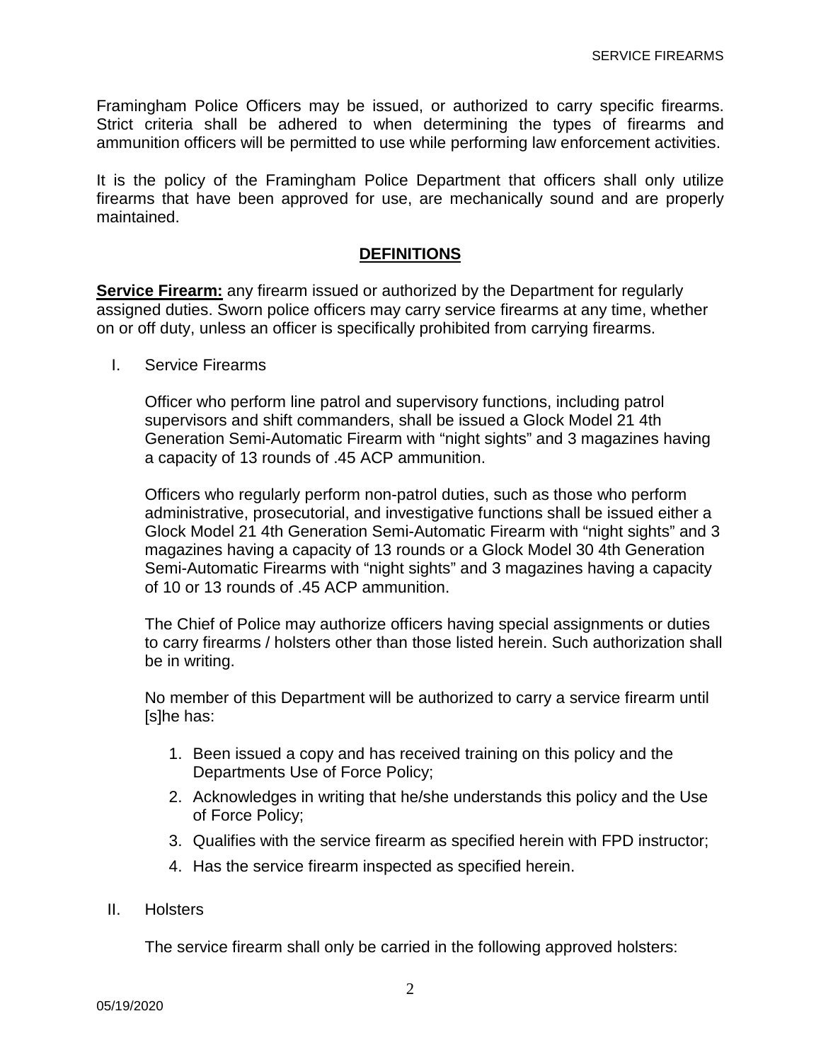Framingham Police Officers may be issued, or authorized to carry specific firearms. Strict criteria shall be adhered to when determining the types of firearms and ammunition officers will be permitted to use while performing law enforcement activities.

It is the policy of the Framingham Police Department that officers shall only utilize firearms that have been approved for use, are mechanically sound and are properly maintained.

## DEFINITIONS

**Service Firearm:** any firearm issued or authorized by the Department for regularly assigned duties. Sworn police officers may carry service firearms at any time, whether on or off duty, unless an officer is specifically prohibited from carrying firearms.

I. Service Firearms

Officer who perform line patrol and supervisory functions, including patrol supervisors and shift commanders, shall be issued a Glock Model 21 4th Generation Semi-Automatic Firearm with "night sights" and 3 magazines having a capacity of 13 rounds of .45 ACP ammunition.

Officers who regularly perform non-patrol duties, such as those who perform administrative, prosecutorial, and investigative functions shall be issued either a Glock Model 21 4th Generation Semi-Automatic Firearm with "night sights" and 3 magazines having a capacity of 13 rounds or a Glock Model 30 4th Generation Semi-Automatic Firearms with "night sights" and 3 magazines having a capacity of 10 or 13 rounds of .45 ACP ammunition.

The Chief of Police may authorize officers having special assignments or duties to carry firearms / holsters other than those listed herein. Such authorization shall be in writing.

No member of this Department will be authorized to carry a service firearm until [s]he has:

1. Been issued a copy and has received training on this policy and the Departments Use of Force Policy;
2. Acknowledges in writing that he/she understands this policy and the Use of Force Policy;
3. Qualifies with the service firearm as specified herein with FPD instructor;
4. Has the service firearm inspected as specified herein.

II. Holsters

The service firearm shall only be carried in the following approved holsters: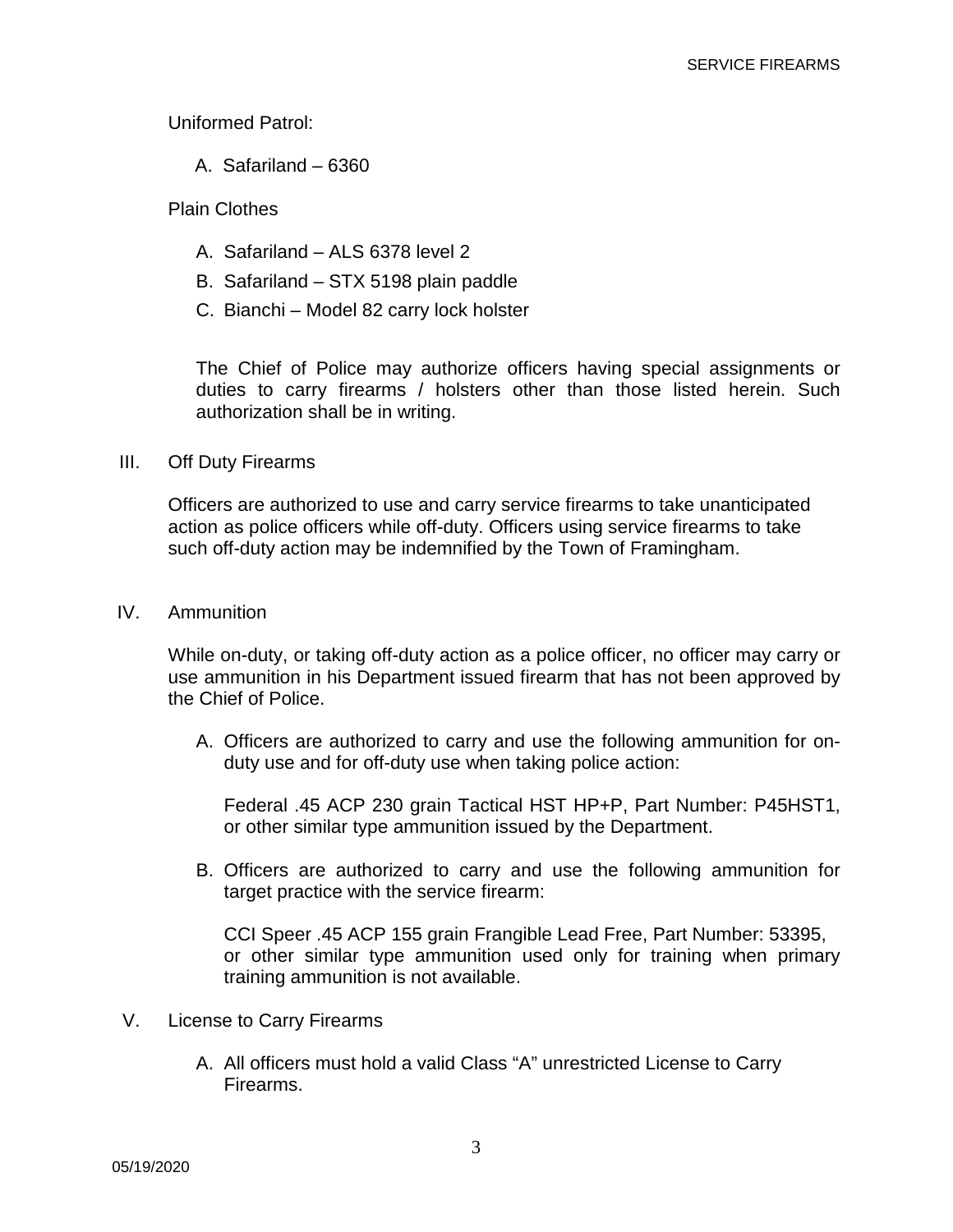Uniformed Patrol:

A. Safariland – 6360

Plain Clothes

A. Safariland – ALS 6378 level 2
B. Safariland – STX 5198 plain paddle
C. Bianchi – Model 82 carry lock holster

The Chief of Police may authorize officers having special assignments or duties to carry firearms / holsters other than those listed herein. Such authorization shall be in writing.

## III. Off Duty Firearms

Officers are authorized to use and carry service firearms to take unanticipated action as police officers while off-duty. Officers using service firearms to take such off-duty action may be indemnified by the Town of Framingham.

## IV. Ammunition

While on-duty, or taking off-duty action as a police officer, no officer may carry or use ammunition in his Department issued firearm that has not been approved by the Chief of Police.

A. Officers are authorized to carry and use the following ammunition for on-duty use and for off-duty use when taking police action:

   Federal .45 ACP 230 grain Tactical HST HP+P, Part Number: P45HST1, or other similar type ammunition issued by the Department.

B. Officers are authorized to carry and use the following ammunition for target practice with the service firearm:

   CCI Speer .45 ACP 155 grain Frangible Lead Free, Part Number: 53395, or other similar type ammunition used only for training when primary training ammunition is not available.

## V. License to Carry Firearms

A. All officers must hold a valid Class "A" unrestricted License to Carry Firearms.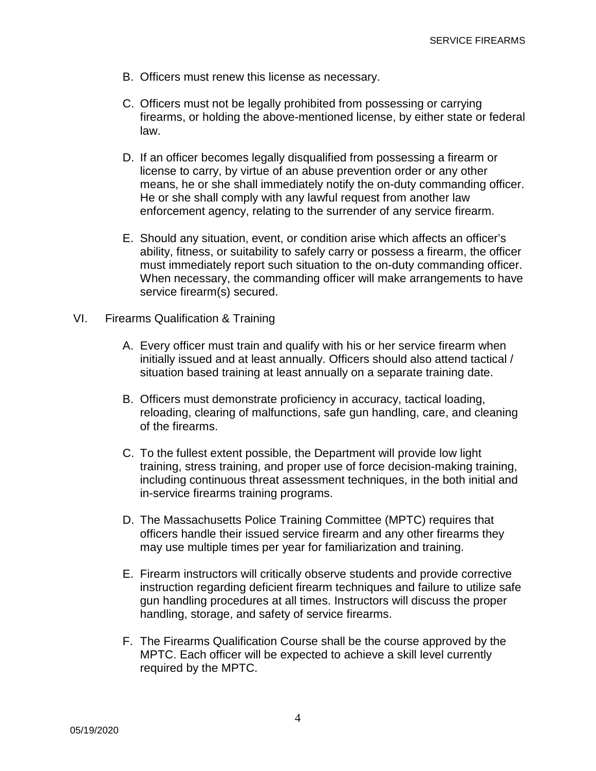B. Officers must renew this license as necessary.

C. Officers must not be legally prohibited from possessing or carrying firearms, or holding the above-mentioned license, by either state or federal law.

D. If an officer becomes legally disqualified from possessing a firearm or license to carry, by virtue of an abuse prevention order or any other means, he or she shall immediately notify the on-duty commanding officer. He or she shall comply with any lawful request from another law enforcement agency, relating to the surrender of any service firearm.

E. Should any situation, event, or condition arise which affects an officer's ability, fitness, or suitability to safely carry or possess a firearm, the officer must immediately report such situation to the on-duty commanding officer. When necessary, the commanding officer will make arrangements to have service firearm(s) secured.

VI. Firearms Qualification & Training

A. Every officer must train and qualify with his or her service firearm when initially issued and at least annually. Officers should also attend tactical / situation based training at least annually on a separate training date.

B. Officers must demonstrate proficiency in accuracy, tactical loading, reloading, clearing of malfunctions, safe gun handling, care, and cleaning of the firearms.

C. To the fullest extent possible, the Department will provide low light training, stress training, and proper use of force decision-making training, including continuous threat assessment techniques, in the both initial and in-service firearms training programs.

D. The Massachusetts Police Training Committee (MPTC) requires that officers handle their issued service firearm and any other firearms they may use multiple times per year for familiarization and training.

E. Firearm instructors will critically observe students and provide corrective instruction regarding deficient firearm techniques and failure to utilize safe gun handling procedures at all times. Instructors will discuss the proper handling, storage, and safety of service firearms.

F. The Firearms Qualification Course shall be the course approved by the MPTC. Each officer will be expected to achieve a skill level currently required by the MPTC.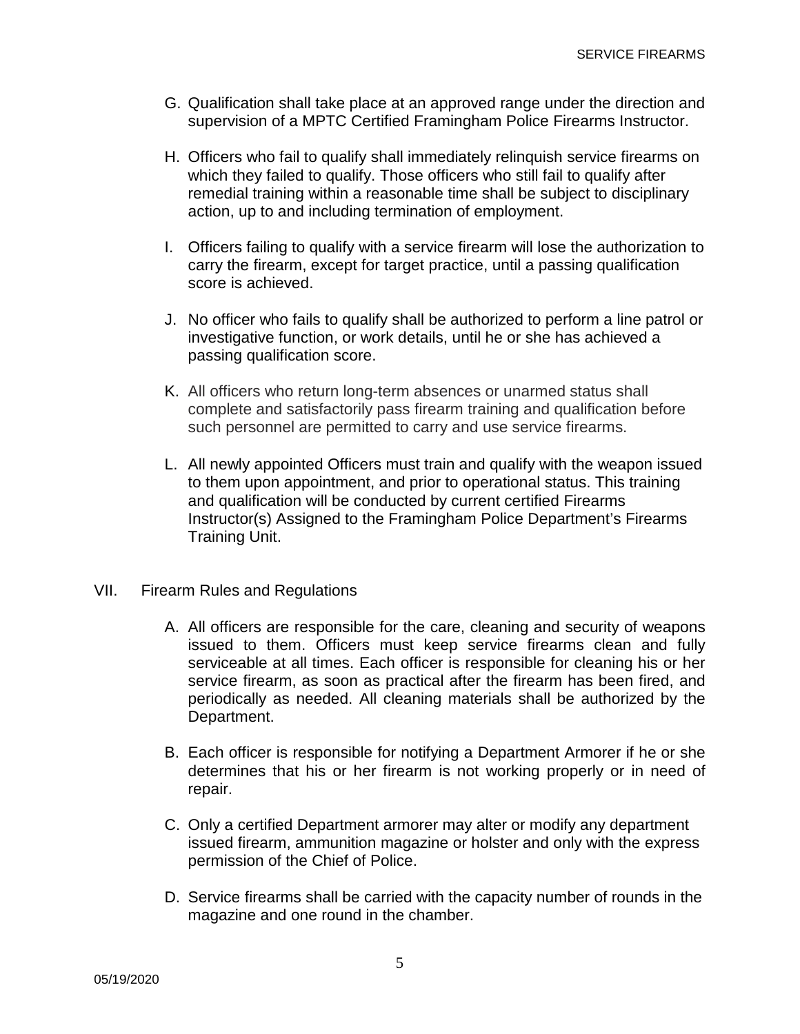G. Qualification shall take place at an approved range under the direction and supervision of a MPTC Certified Framingham Police Firearms Instructor.

H. Officers who fail to qualify shall immediately relinquish service firearms on which they failed to qualify. Those officers who still fail to qualify after remedial training within a reasonable time shall be subject to disciplinary action, up to and including termination of employment.

I. Officers failing to qualify with a service firearm will lose the authorization to carry the firearm, except for target practice, until a passing qualification score is achieved.

J. No officer who fails to qualify shall be authorized to perform a line patrol or investigative function, or work details, until he or she has achieved a passing qualification score.

K. All officers who return long-term absences or unarmed status shall complete and satisfactorily pass firearm training and qualification before such personnel are permitted to carry and use service firearms.

L. All newly appointed Officers must train and qualify with the weapon issued to them upon appointment, and prior to operational status. This training and qualification will be conducted by current certified Firearms Instructor(s) Assigned to the Framingham Police Department's Firearms Training Unit.

VII. Firearm Rules and Regulations

A. All officers are responsible for the care, cleaning and security of weapons issued to them. Officers must keep service firearms clean and fully serviceable at all times. Each officer is responsible for cleaning his or her service firearm, as soon as practical after the firearm has been fired, and periodically as needed. All cleaning materials shall be authorized by the Department.

B. Each officer is responsible for notifying a Department Armorer if he or she determines that his or her firearm is not working properly or in need of repair.

C. Only a certified Department armorer may alter or modify any department issued firearm, ammunition magazine or holster and only with the express permission of the Chief of Police.

D. Service firearms shall be carried with the capacity number of rounds in the magazine and one round in the chamber.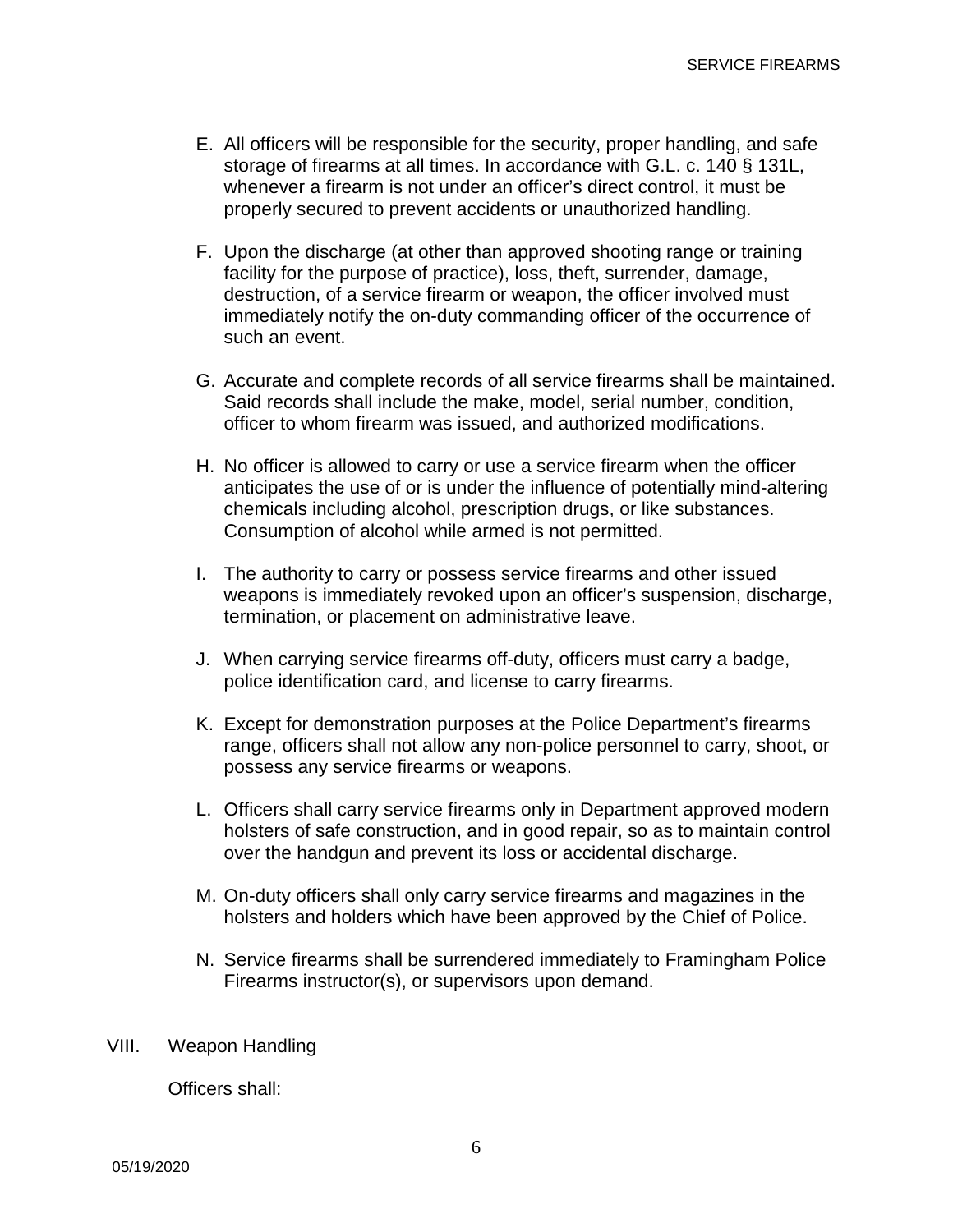E. All officers will be responsible for the security, proper handling, and safe storage of firearms at all times. In accordance with G.L. c. 140 § 131L, whenever a firearm is not under an officer's direct control, it must be properly secured to prevent accidents or unauthorized handling.

F. Upon the discharge (at other than approved shooting range or training facility for the purpose of practice), loss, theft, surrender, damage, destruction, of a service firearm or weapon, the officer involved must immediately notify the on-duty commanding officer of the occurrence of such an event.

G. Accurate and complete records of all service firearms shall be maintained. Said records shall include the make, model, serial number, condition, officer to whom firearm was issued, and authorized modifications.

H. No officer is allowed to carry or use a service firearm when the officer anticipates the use of or is under the influence of potentially mind-altering chemicals including alcohol, prescription drugs, or like substances. Consumption of alcohol while armed is not permitted.

I. The authority to carry or possess service firearms and other issued weapons is immediately revoked upon an officer's suspension, discharge, termination, or placement on administrative leave.

J. When carrying service firearms off-duty, officers must carry a badge, police identification card, and license to carry firearms.

K. Except for demonstration purposes at the Police Department's firearms range, officers shall not allow any non-police personnel to carry, shoot, or possess any service firearms or weapons.

L. Officers shall carry service firearms only in Department approved modern holsters of safe construction, and in good repair, so as to maintain control over the handgun and prevent its loss or accidental discharge.

M. On-duty officers shall only carry service firearms and magazines in the holsters and holders which have been approved by the Chief of Police.

N. Service firearms shall be surrendered immediately to Framingham Police Firearms instructor(s), or supervisors upon demand.

## VIII. Weapon Handling

Officers shall: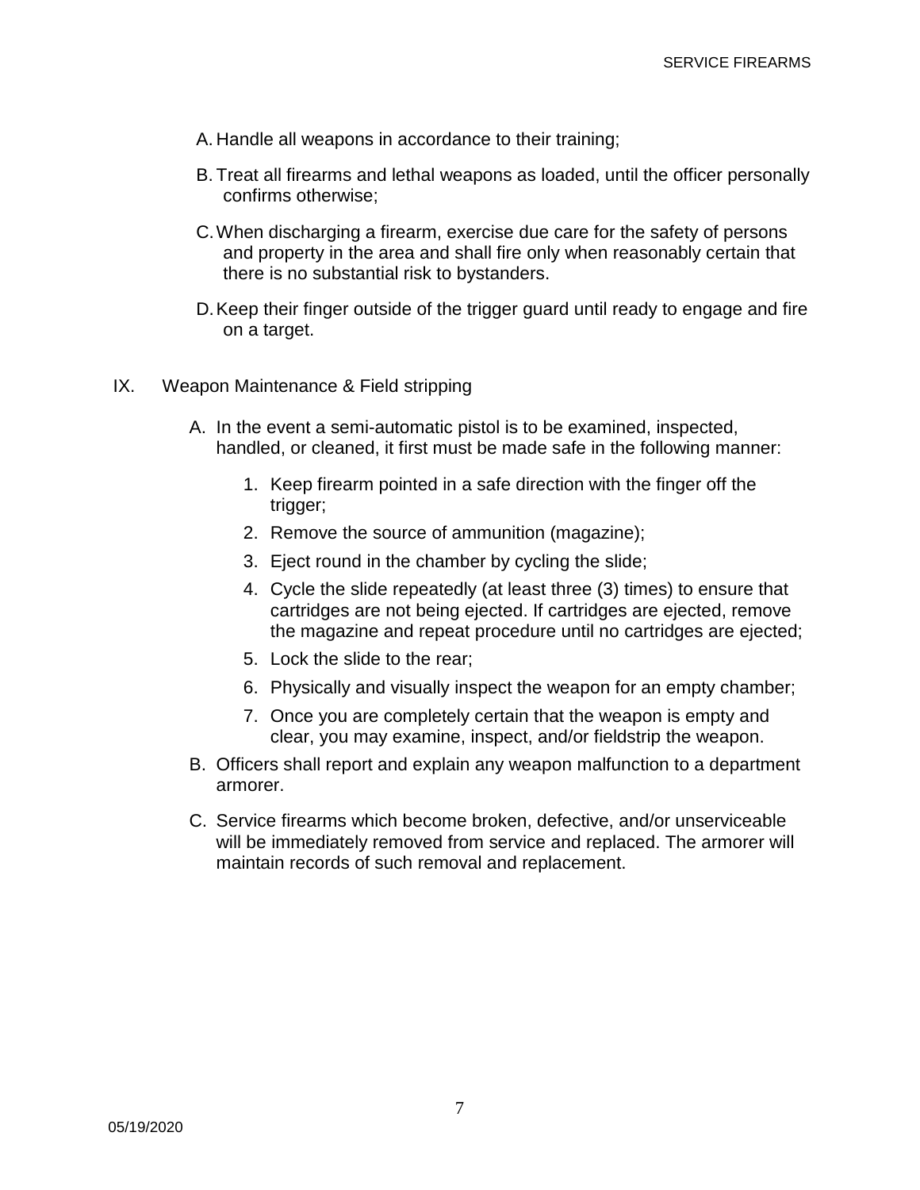A. Handle all weapons in accordance to their training;

B. Treat all firearms and lethal weapons as loaded, until the officer personally confirms otherwise;

C. When discharging a firearm, exercise due care for the safety of persons and property in the area and shall fire only when reasonably certain that there is no substantial risk to bystanders.

D. Keep their finger outside of the trigger guard until ready to engage and fire on a target.

## IX. Weapon Maintenance & Field stripping

A. In the event a semi-automatic pistol is to be examined, inspected, handled, or cleaned, it first must be made safe in the following manner:

1. Keep firearm pointed in a safe direction with the finger off the trigger;
2. Remove the source of ammunition (magazine);
3. Eject round in the chamber by cycling the slide;
4. Cycle the slide repeatedly (at least three (3) times) to ensure that cartridges are not being ejected. If cartridges are ejected, remove the magazine and repeat procedure until no cartridges are ejected;
5. Lock the slide to the rear;
6. Physically and visually inspect the weapon for an empty chamber;
7. Once you are completely certain that the weapon is empty and clear, you may examine, inspect, and/or fieldstrip the weapon.

B. Officers shall report and explain any weapon malfunction to a department armorer.

C. Service firearms which become broken, defective, and/or unserviceable will be immediately removed from service and replaced. The armorer will maintain records of such removal and replacement.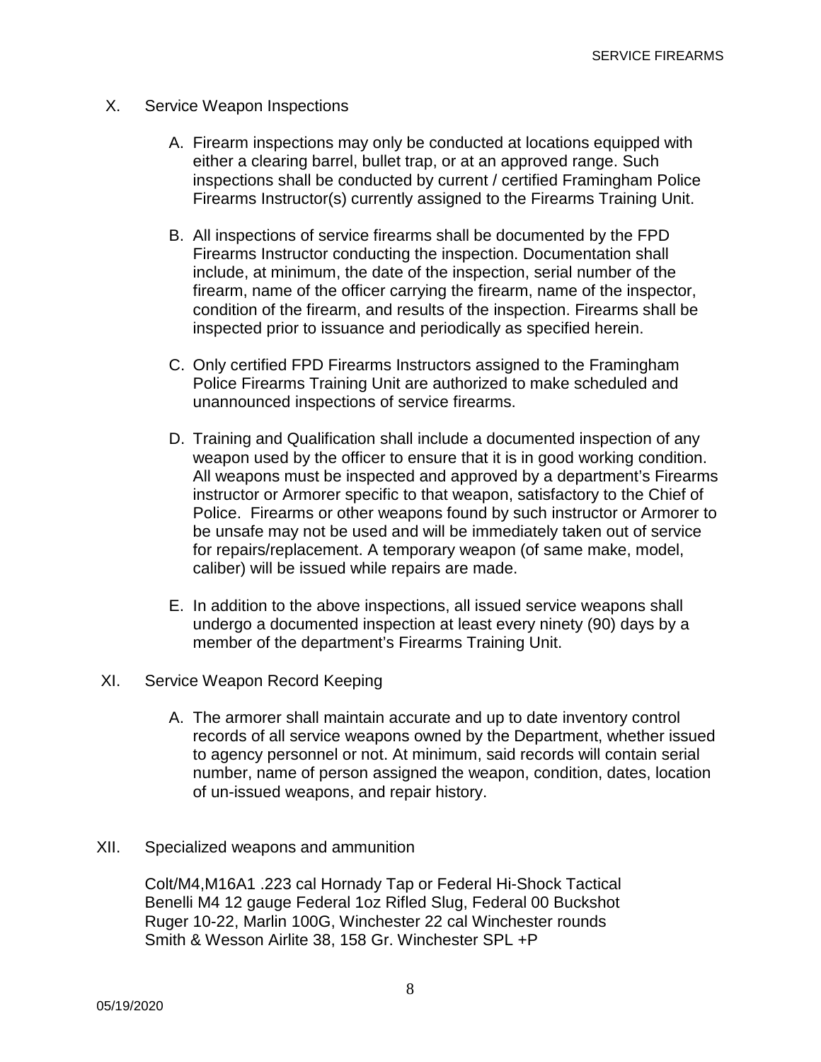## X. Service Weapon Inspections

A. Firearm inspections may only be conducted at locations equipped with either a clearing barrel, bullet trap, or at an approved range. Such inspections shall be conducted by current / certified Framingham Police Firearms Instructor(s) currently assigned to the Firearms Training Unit.

B. All inspections of service firearms shall be documented by the FPD Firearms Instructor conducting the inspection. Documentation shall include, at minimum, the date of the inspection, serial number of the firearm, name of the officer carrying the firearm, name of the inspector, condition of the firearm, and results of the inspection. Firearms shall be inspected prior to issuance and periodically as specified herein.

C. Only certified FPD Firearms Instructors assigned to the Framingham Police Firearms Training Unit are authorized to make scheduled and unannounced inspections of service firearms.

D. Training and Qualification shall include a documented inspection of any weapon used by the officer to ensure that it is in good working condition. All weapons must be inspected and approved by a department's Firearms instructor or Armorer specific to that weapon, satisfactory to the Chief of Police. Firearms or other weapons found by such instructor or Armorer to be unsafe may not be used and will be immediately taken out of service for repairs/replacement. A temporary weapon (of same make, model, caliber) will be issued while repairs are made.

E. In addition to the above inspections, all issued service weapons shall undergo a documented inspection at least every ninety (90) days by a member of the department's Firearms Training Unit.

## XI. Service Weapon Record Keeping

A. The armorer shall maintain accurate and up to date inventory control records of all service weapons owned by the Department, whether issued to agency personnel or not. At minimum, said records will contain serial number, name of person assigned the weapon, condition, dates, location of un-issued weapons, and repair history.

## XII. Specialized weapons and ammunition

Colt/M4,M16A1 .223 cal Hornady Tap or Federal Hi-Shock Tactical  
Benelli M4 12 gauge Federal 1oz Rifled Slug, Federal 00 Buckshot  
Ruger 10-22, Marlin 100G, Winchester 22 cal Winchester rounds  
Smith & Wesson Airlite 38, 158 Gr. Winchester SPL +P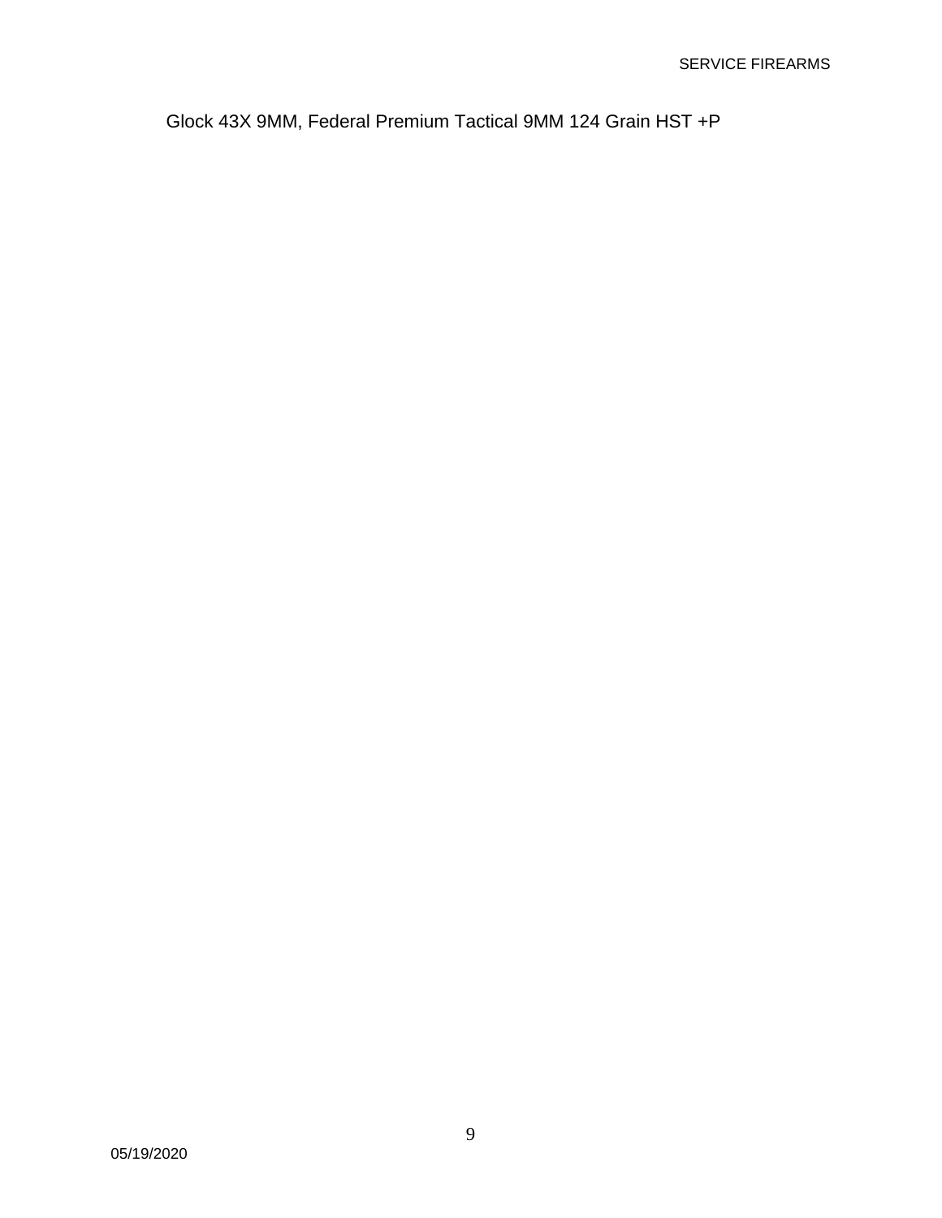Glock 43X 9MM, Federal Premium Tactical 9MM 124 Grain HST +P